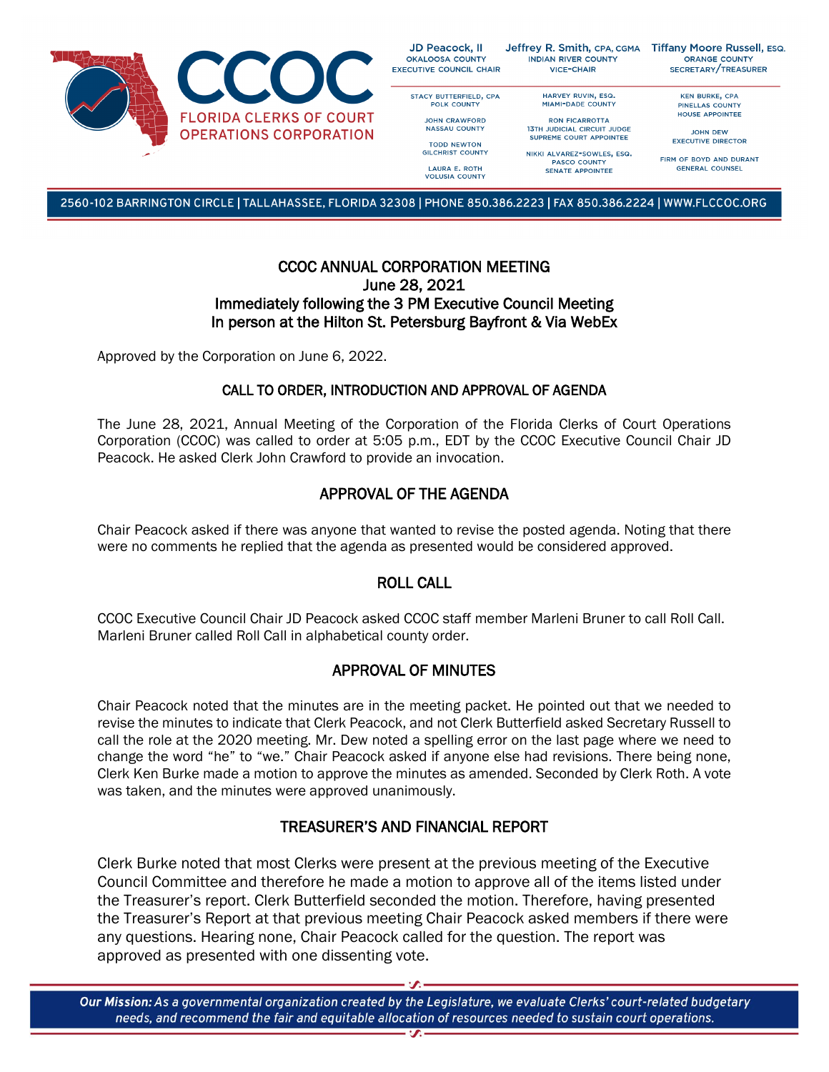CCOC

FLORIDA CLERKS OF COURT OPERATIONS CORPORATION

JD Peacock, II
OKALOOSA COUNTY
EXECUTIVE COUNCIL CHAIR

Jeffrey R. Smith, CPA, CGMA
INDIAN RIVER COUNTY
VICE-CHAIR

Tiffany Moore Russell, ESQ.
ORANGE COUNTY
SECRETARY/TREASURER

STACY BUTTERFIELD, CPA
POLK COUNTY

JOHN CRAWFORD
NASSAU COUNTY

TODD NEWTON
GILCHRIST COUNTY

LAURA E. ROTH
VOLUSIA COUNTY

HARVEY RUVIN, ESQ.
MIAMI-DADE COUNTY

RON FICARROTTA
13TH JUDICIAL CIRCUIT JUDGE
SUPREME COURT APPOINTEE

NIKKI ALVAREZ-SOWLES, ESQ.
PASCO COUNTY
SENATE APPOINTEE

KEN BURKE, CPA
PINELLAS COUNTY
HOUSE APPOINTEE

JOHN DEW
EXECUTIVE DIRECTOR

FIRM OF BOYD AND DURANT
GENERAL COUNSEL

2560-102 BARRINGTON CIRCLE | TALLAHASSEE, FLORIDA 32308 | PHONE 850.386.2223 | FAX 850.386.2224 | WWW.FLCCOC.ORG

# CCOC ANNUAL CORPORATION MEETING
## June 28, 2021
## Immediately following the 3 PM Executive Council Meeting
## In person at the Hilton St. Petersburg Bayfront & Via WebEx

Approved by the Corporation on June 6, 2022.

## CALL TO ORDER, INTRODUCTION AND APPROVAL OF AGENDA

The June 28, 2021, Annual Meeting of the Corporation of the Florida Clerks of Court Operations Corporation (CCOC) was called to order at 5:05 p.m., EDT by the CCOC Executive Council Chair JD Peacock. He asked Clerk John Crawford to provide an invocation.

## APPROVAL OF THE AGENDA

Chair Peacock asked if there was anyone that wanted to revise the posted agenda. Noting that there were no comments he replied that the agenda as presented would be considered approved.

## ROLL CALL

CCOC Executive Council Chair JD Peacock asked CCOC staff member Marleni Bruner to call Roll Call. Marleni Bruner called Roll Call in alphabetical county order.

## APPROVAL OF MINUTES

Chair Peacock noted that the minutes are in the meeting packet. He pointed out that we needed to revise the minutes to indicate that Clerk Peacock, and not Clerk Butterfield asked Secretary Russell to call the role at the 2020 meeting. Mr. Dew noted a spelling error on the last page where we need to change the word "he" to "we." Chair Peacock asked if anyone else had revisions. There being none, Clerk Ken Burke made a motion to approve the minutes as amended. Seconded by Clerk Roth. A vote was taken, and the minutes were approved unanimously.

## TREASURER'S AND FINANCIAL REPORT

Clerk Burke noted that most Clerks were present at the previous meeting of the Executive Council Committee and therefore he made a motion to approve all of the items listed under the Treasurer's report. Clerk Butterfield seconded the motion. Therefore, having presented the Treasurer's Report at that previous meeting Chair Peacock asked members if there were any questions. Hearing none, Chair Peacock called for the question. The report was approved as presented with one dissenting vote.

***Our Mission:** As a governmental organization created by the Legislature, we evaluate Clerks' court-related budgetary needs, and recommend the fair and equitable allocation of resources needed to sustain court operations.*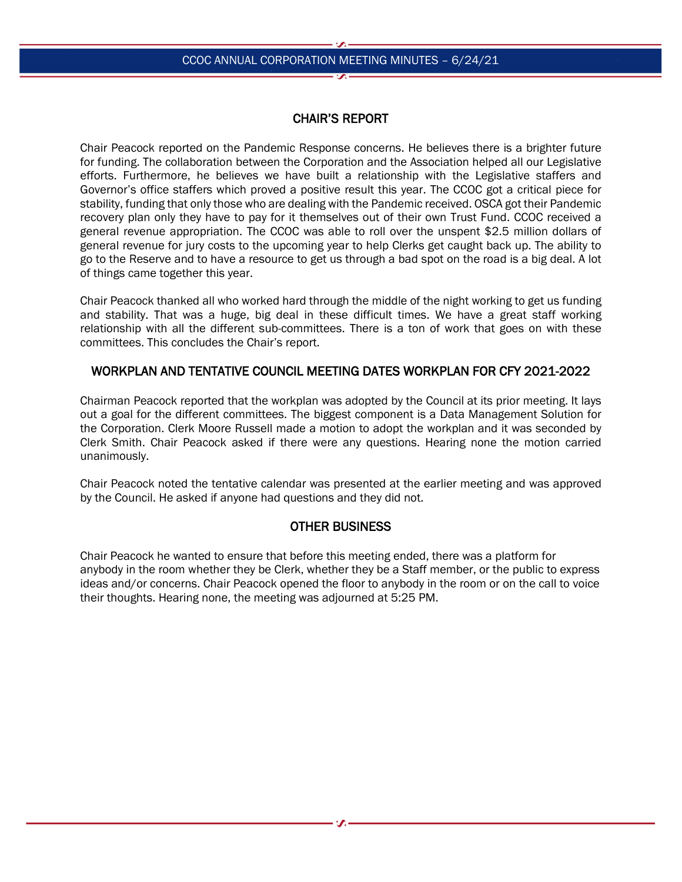## CHAIR'S REPORT

Chair Peacock reported on the Pandemic Response concerns. He believes there is a brighter future for funding. The collaboration between the Corporation and the Association helped all our Legislative efforts. Furthermore, he believes we have built a relationship with the Legislative staffers and Governor's office staffers which proved a positive result this year. The CCOC got a critical piece for stability, funding that only those who are dealing with the Pandemic received. OSCA got their Pandemic recovery plan only they have to pay for it themselves out of their own Trust Fund. CCOC received a general revenue appropriation. The CCOC was able to roll over the unspent $2.5 million dollars of general revenue for jury costs to the upcoming year to help Clerks get caught back up. The ability to go to the Reserve and to have a resource to get us through a bad spot on the road is a big deal. A lot of things came together this year.

Chair Peacock thanked all who worked hard through the middle of the night working to get us funding and stability. That was a huge, big deal in these difficult times. We have a great staff working relationship with all the different sub-committees. There is a ton of work that goes on with these committees. This concludes the Chair's report.

## WORKPLAN AND TENTATIVE COUNCIL MEETING DATES WORKPLAN FOR CFY 2021-2022

Chairman Peacock reported that the workplan was adopted by the Council at its prior meeting. It lays out a goal for the different committees. The biggest component is a Data Management Solution for the Corporation. Clerk Moore Russell made a motion to adopt the workplan and it was seconded by Clerk Smith. Chair Peacock asked if there were any questions. Hearing none the motion carried unanimously.

Chair Peacock noted the tentative calendar was presented at the earlier meeting and was approved by the Council. He asked if anyone had questions and they did not.

## OTHER BUSINESS

Chair Peacock he wanted to ensure that before this meeting ended, there was a platform for anybody in the room whether they be Clerk, whether they be a Staff member, or the public to express ideas and/or concerns. Chair Peacock opened the floor to anybody in the room or on the call to voice their thoughts. Hearing none, the meeting was adjourned at 5:25 PM.